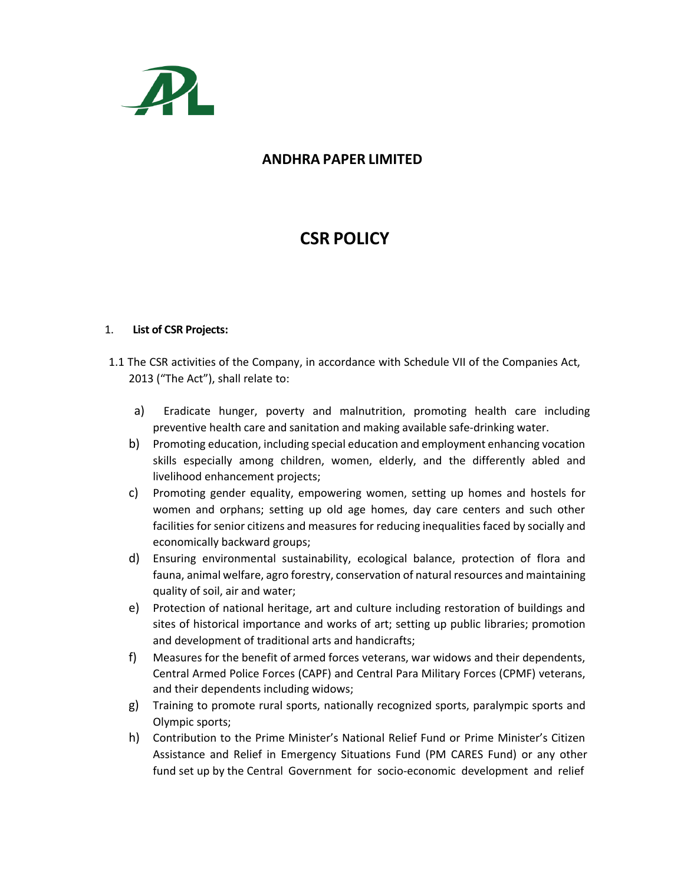# ANDHRA PAPER LIMITED

# CSR POLICY

1. **List of CSR Projects:**

1.1 The CSR activities of the Company, in accordance with Schedule VII of the Companies Act, 2013 ("The Act"), shall relate to:

a) Eradicate hunger, poverty and malnutrition, promoting health care including preventive health care and sanitation and making available safe-drinking water.

b) Promoting education, including special education and employment enhancing vocation skills especially among children, women, elderly, and the differently abled and livelihood enhancement projects;

c) Promoting gender equality, empowering women, setting up homes and hostels for women and orphans; setting up old age homes, day care centers and such other facilities for senior citizens and measures for reducing inequalities faced by socially and economically backward groups;

d) Ensuring environmental sustainability, ecological balance, protection of flora and fauna, animal welfare, agro forestry, conservation of natural resources and maintaining quality of soil, air and water;

e) Protection of national heritage, art and culture including restoration of buildings and sites of historical importance and works of art; setting up public libraries; promotion and development of traditional arts and handicrafts;

f) Measures for the benefit of armed forces veterans, war widows and their dependents, Central Armed Police Forces (CAPF) and Central Para Military Forces (CPMF) veterans, and their dependents including widows;

g) Training to promote rural sports, nationally recognized sports, paralympic sports and Olympic sports;

h) Contribution to the Prime Minister's National Relief Fund or Prime Minister's Citizen Assistance and Relief in Emergency Situations Fund (PM CARES Fund) or any other fund set up by the Central Government for socio-economic development and relief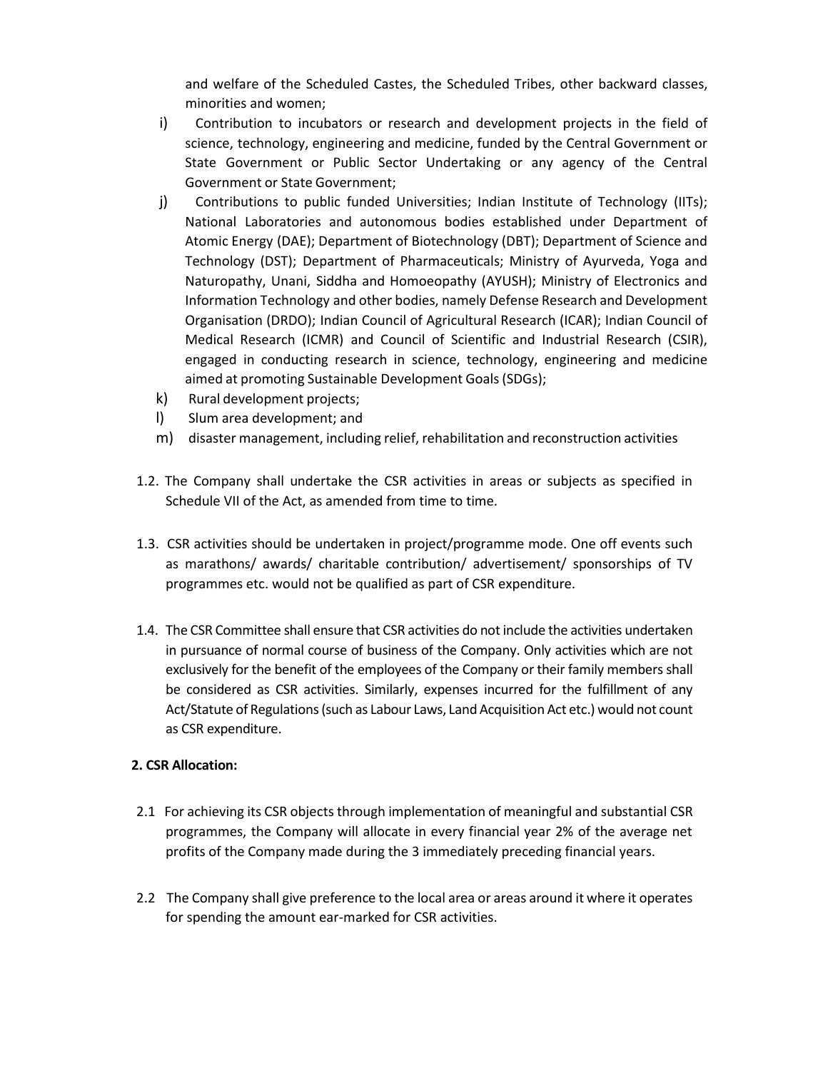and welfare of the Scheduled Castes, the Scheduled Tribes, other backward classes, minorities and women;

i) Contribution to incubators or research and development projects in the field of science, technology, engineering and medicine, funded by the Central Government or State Government or Public Sector Undertaking or any agency of the Central Government or State Government;

j) Contributions to public funded Universities; Indian Institute of Technology (IITs); National Laboratories and autonomous bodies established under Department of Atomic Energy (DAE); Department of Biotechnology (DBT); Department of Science and Technology (DST); Department of Pharmaceuticals; Ministry of Ayurveda, Yoga and Naturopathy, Unani, Siddha and Homoeopathy (AYUSH); Ministry of Electronics and Information Technology and other bodies, namely Defense Research and Development Organisation (DRDO); Indian Council of Agricultural Research (ICAR); Indian Council of Medical Research (ICMR) and Council of Scientific and Industrial Research (CSIR), engaged in conducting research in science, technology, engineering and medicine aimed at promoting Sustainable Development Goals (SDGs);

k) Rural development projects;

l) Slum area development; and

m) disaster management, including relief, rehabilitation and reconstruction activities

1.2. The Company shall undertake the CSR activities in areas or subjects as specified in Schedule VII of the Act, as amended from time to time.

1.3. CSR activities should be undertaken in project/programme mode. One off events such as marathons/ awards/ charitable contribution/ advertisement/ sponsorships of TV programmes etc. would not be qualified as part of CSR expenditure.

1.4. The CSR Committee shall ensure that CSR activities do not include the activities undertaken in pursuance of normal course of business of the Company. Only activities which are not exclusively for the benefit of the employees of the Company or their family members shall be considered as CSR activities. Similarly, expenses incurred for the fulfillment of any Act/Statute of Regulations (such as Labour Laws, Land Acquisition Act etc.) would not count as CSR expenditure.

**2. CSR Allocation:**

2.1 For achieving its CSR objects through implementation of meaningful and substantial CSR programmes, the Company will allocate in every financial year 2% of the average net profits of the Company made during the 3 immediately preceding financial years.

2.2 The Company shall give preference to the local area or areas around it where it operates for spending the amount ear-marked for CSR activities.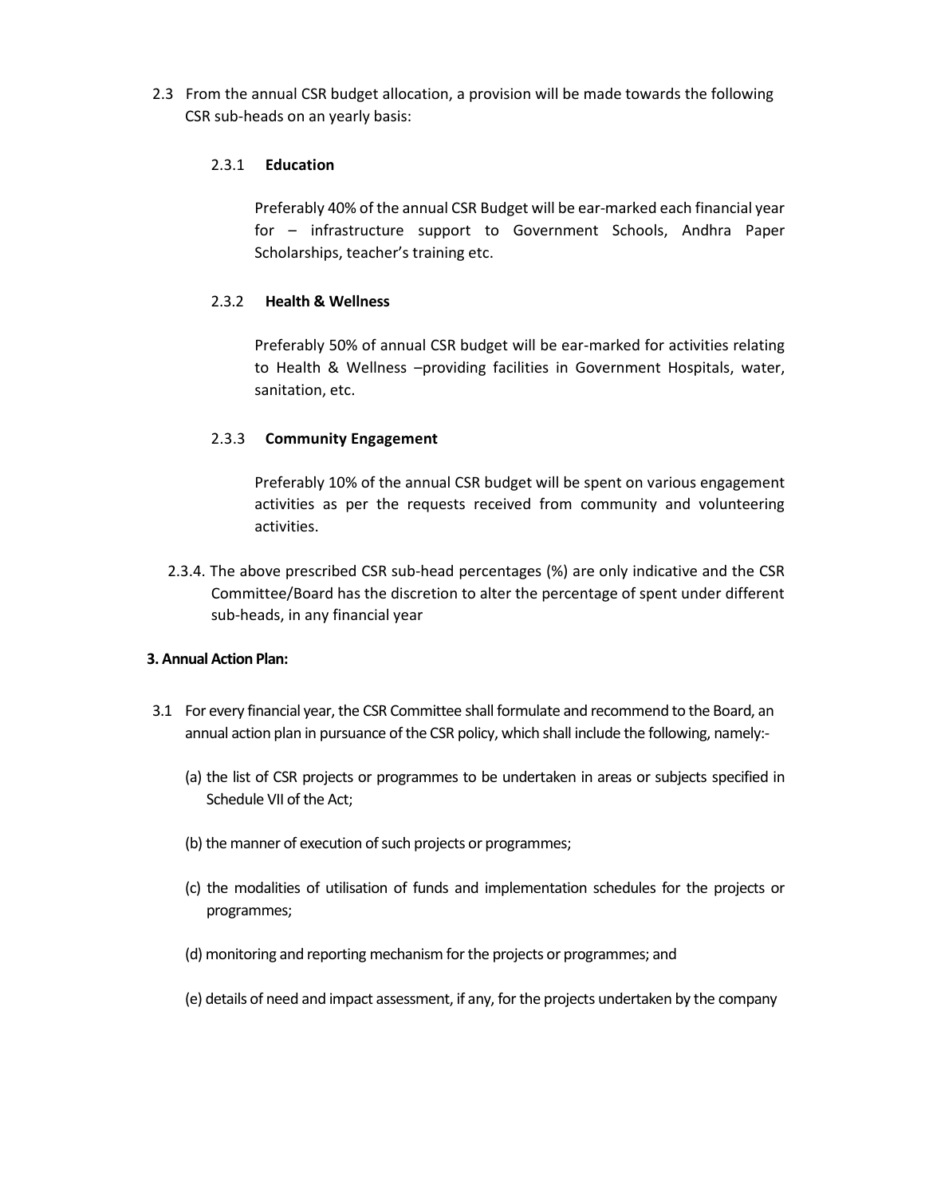2.3 From the annual CSR budget allocation, a provision will be made towards the following CSR sub-heads on an yearly basis:

2.3.1 **Education**

Preferably 40% of the annual CSR Budget will be ear-marked each financial year for – infrastructure support to Government Schools, Andhra Paper Scholarships, teacher's training etc.

2.3.2 **Health & Wellness**

Preferably 50% of annual CSR budget will be ear-marked for activities relating to Health & Wellness –providing facilities in Government Hospitals, water, sanitation, etc.

2.3.3 **Community Engagement**

Preferably 10% of the annual CSR budget will be spent on various engagement activities as per the requests received from community and volunteering activities.

2.3.4. The above prescribed CSR sub-head percentages (%) are only indicative and the CSR Committee/Board has the discretion to alter the percentage of spent under different sub-heads, in any financial year

**3. Annual Action Plan:**

3.1 For every financial year, the CSR Committee shall formulate and recommend to the Board, an annual action plan in pursuance of the CSR policy, which shall include the following, namely:-

(a) the list of CSR projects or programmes to be undertaken in areas or subjects specified in Schedule VII of the Act;

(b) the manner of execution of such projects or programmes;

(c) the modalities of utilisation of funds and implementation schedules for the projects or programmes;

(d) monitoring and reporting mechanism for the projects or programmes; and

(e) details of need and impact assessment, if any, for the projects undertaken by the company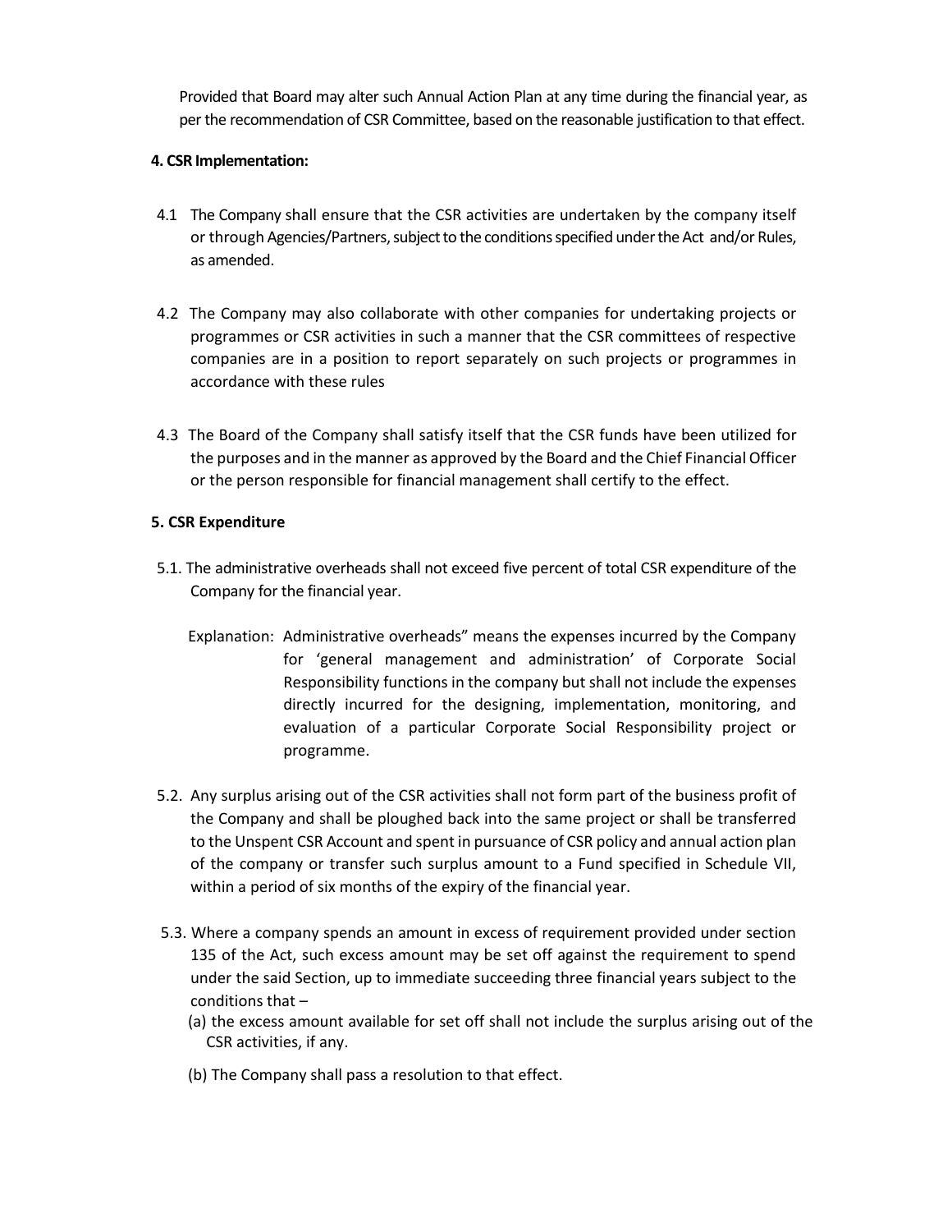Provided that Board may alter such Annual Action Plan at any time during the financial year, as per the recommendation of CSR Committee, based on the reasonable justification to that effect.

**4. CSR Implementation:**

4.1 The Company shall ensure that the CSR activities are undertaken by the company itself or through Agencies/Partners, subject to the conditions specified under the Act and/or Rules, as amended.

4.2 The Company may also collaborate with other companies for undertaking projects or programmes or CSR activities in such a manner that the CSR committees of respective companies are in a position to report separately on such projects or programmes in accordance with these rules

4.3 The Board of the Company shall satisfy itself that the CSR funds have been utilized for the purposes and in the manner as approved by the Board and the Chief Financial Officer or the person responsible for financial management shall certify to the effect.

**5. CSR Expenditure**

5.1. The administrative overheads shall not exceed five percent of total CSR expenditure of the Company for the financial year.

Explanation: Administrative overheads" means the expenses incurred by the Company for 'general management and administration' of Corporate Social Responsibility functions in the company but shall not include the expenses directly incurred for the designing, implementation, monitoring, and evaluation of a particular Corporate Social Responsibility project or programme.

5.2. Any surplus arising out of the CSR activities shall not form part of the business profit of the Company and shall be ploughed back into the same project or shall be transferred to the Unspent CSR Account and spent in pursuance of CSR policy and annual action plan of the company or transfer such surplus amount to a Fund specified in Schedule VII, within a period of six months of the expiry of the financial year.

5.3. Where a company spends an amount in excess of requirement provided under section 135 of the Act, such excess amount may be set off against the requirement to spend under the said Section, up to immediate succeeding three financial years subject to the conditions that –

(a) the excess amount available for set off shall not include the surplus arising out of the CSR activities, if any.

(b) The Company shall pass a resolution to that effect.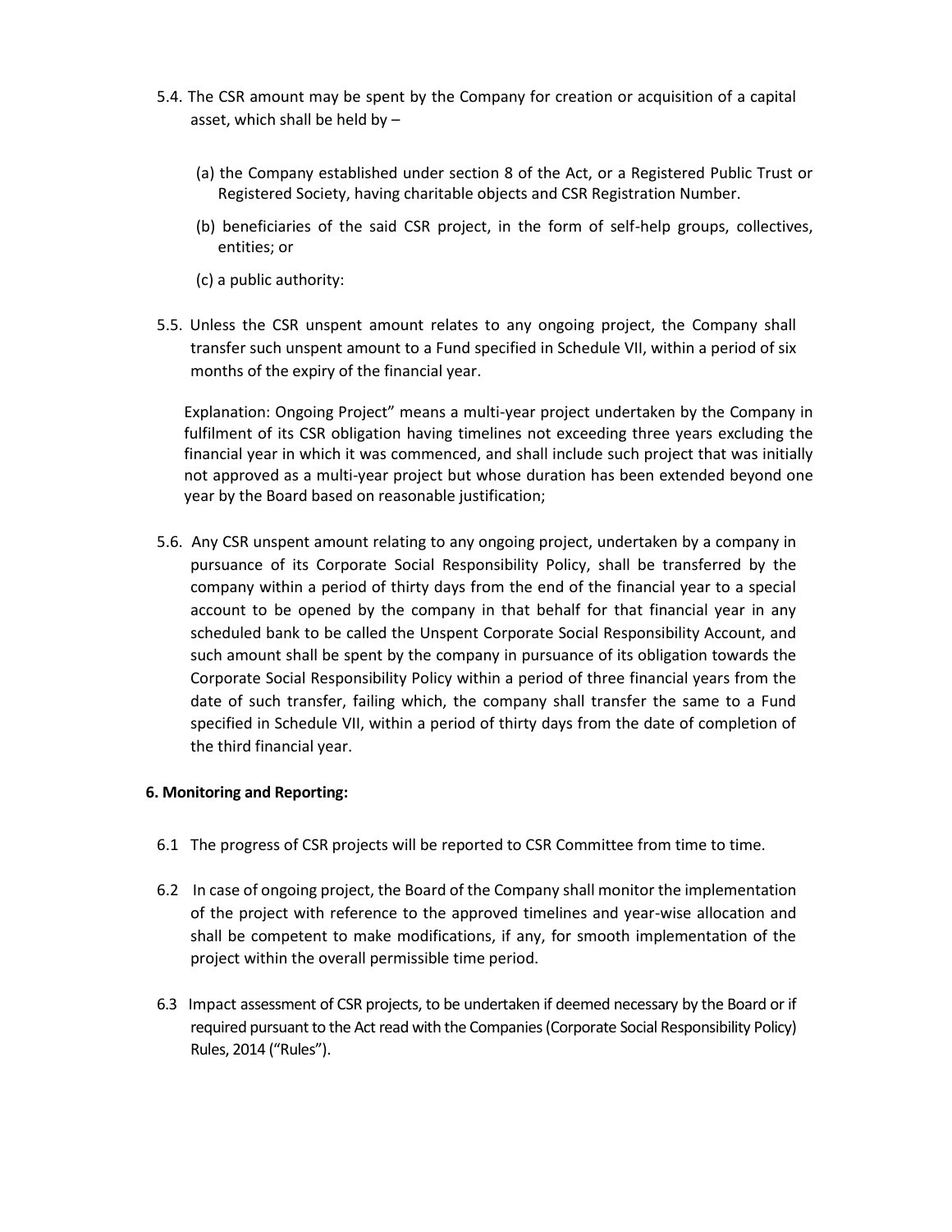5.4. The CSR amount may be spent by the Company for creation or acquisition of a capital asset, which shall be held by –

(a) the Company established under section 8 of the Act, or a Registered Public Trust or Registered Society, having charitable objects and CSR Registration Number.

(b) beneficiaries of the said CSR project, in the form of self-help groups, collectives, entities; or

(c) a public authority:

5.5. Unless the CSR unspent amount relates to any ongoing project, the Company shall transfer such unspent amount to a Fund specified in Schedule VII, within a period of six months of the expiry of the financial year.

Explanation: Ongoing Project" means a multi-year project undertaken by the Company in fulfilment of its CSR obligation having timelines not exceeding three years excluding the financial year in which it was commenced, and shall include such project that was initially not approved as a multi-year project but whose duration has been extended beyond one year by the Board based on reasonable justification;

5.6. Any CSR unspent amount relating to any ongoing project, undertaken by a company in pursuance of its Corporate Social Responsibility Policy, shall be transferred by the company within a period of thirty days from the end of the financial year to a special account to be opened by the company in that behalf for that financial year in any scheduled bank to be called the Unspent Corporate Social Responsibility Account, and such amount shall be spent by the company in pursuance of its obligation towards the Corporate Social Responsibility Policy within a period of three financial years from the date of such transfer, failing which, the company shall transfer the same to a Fund specified in Schedule VII, within a period of thirty days from the date of completion of the third financial year.

**6. Monitoring and Reporting:**

6.1 The progress of CSR projects will be reported to CSR Committee from time to time.

6.2 In case of ongoing project, the Board of the Company shall monitor the implementation of the project with reference to the approved timelines and year-wise allocation and shall be competent to make modifications, if any, for smooth implementation of the project within the overall permissible time period.

6.3 Impact assessment of CSR projects, to be undertaken if deemed necessary by the Board or if required pursuant to the Act read with the Companies (Corporate Social Responsibility Policy) Rules, 2014 ("Rules").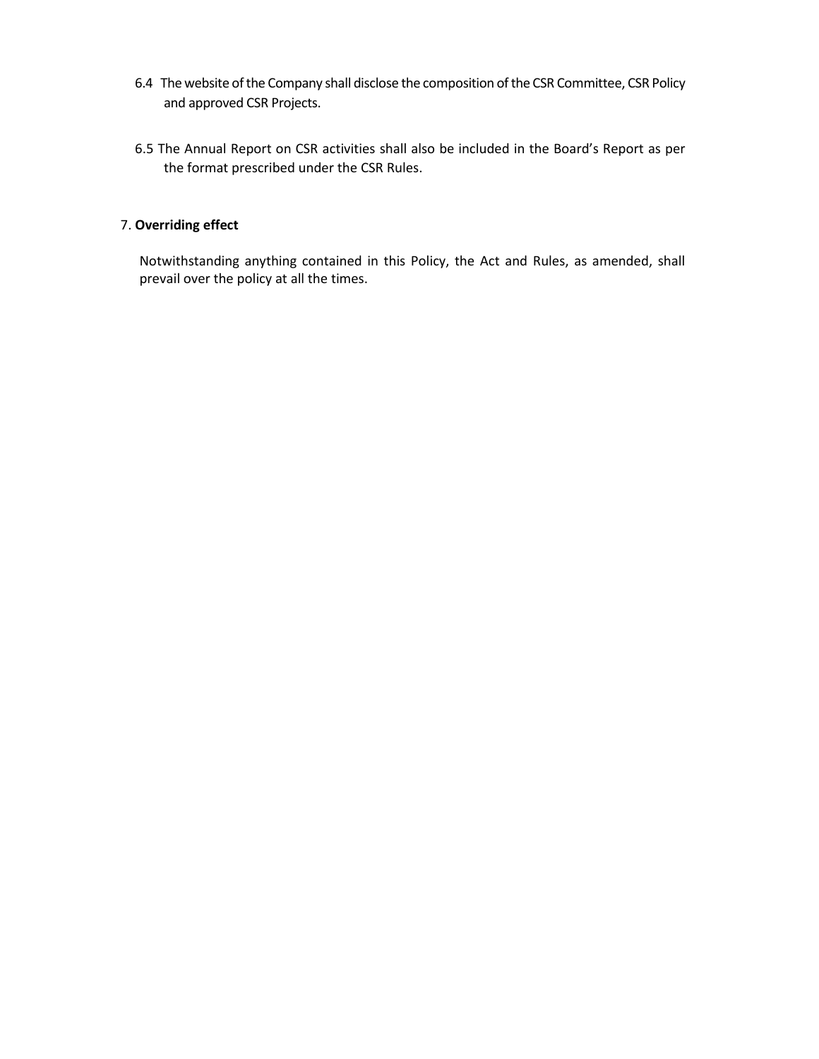6.4 The website of the Company shall disclose the composition of the CSR Committee, CSR Policy and approved CSR Projects.

6.5 The Annual Report on CSR activities shall also be included in the Board's Report as per the format prescribed under the CSR Rules.

7. **Overriding effect**

Notwithstanding anything contained in this Policy, the Act and Rules, as amended, shall prevail over the policy at all the times.